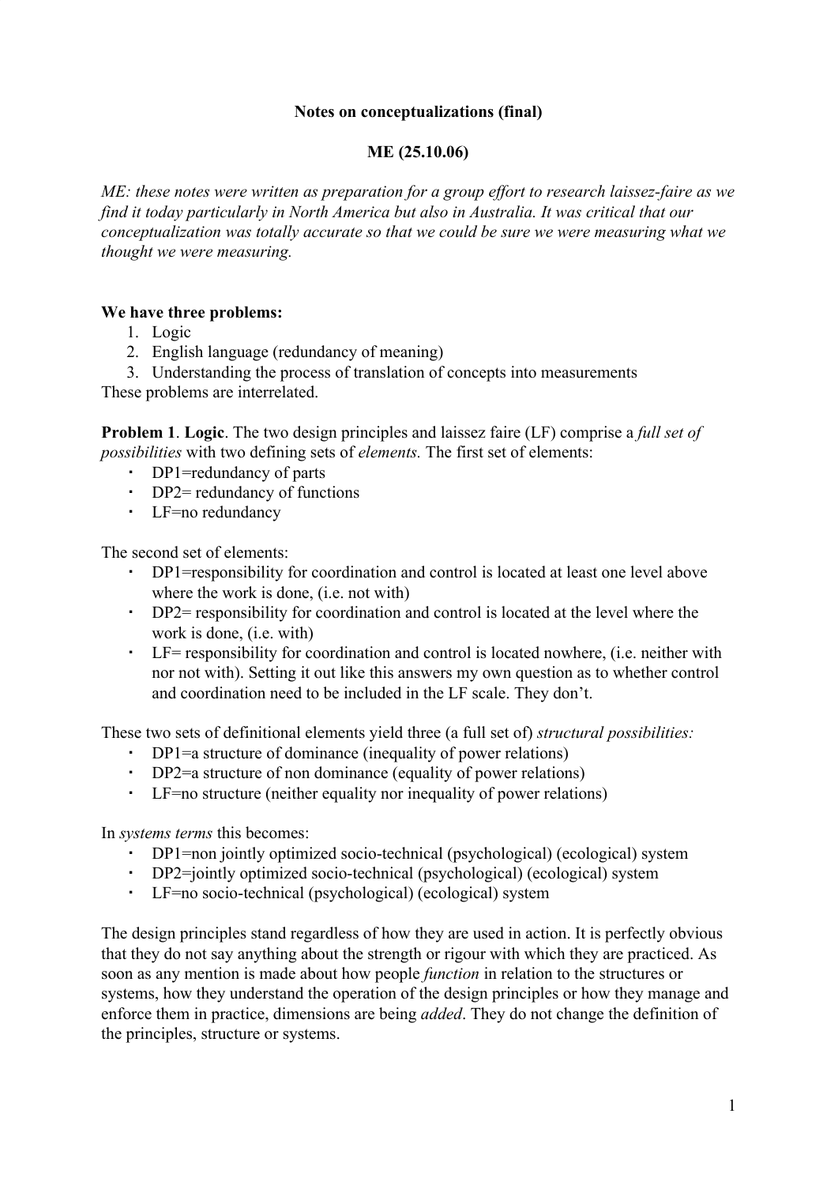**Notes on conceptualizations (final)**

**ME (25.10.06)**

*ME: these notes were written as preparation for a group effort to research laissez-faire as we find it today particularly in North America but also in Australia. It was critical that our conceptualization was totally accurate so that we could be sure we were measuring what we thought we were measuring.*

**We have three problems:**

1. Logic
2. English language (redundancy of meaning)
3. Understanding the process of translation of concepts into measurements

These problems are interrelated.

**Problem 1**. **Logic**. The two design principles and laissez faire (LF) comprise a *full set of possibilities* with two defining sets of *elements.* The first set of elements:

- DP1=redundancy of parts
- DP2= redundancy of functions
- LF=no redundancy

The second set of elements:

- DP1=responsibility for coordination and control is located at least one level above where the work is done, (i.e. not with)
- DP2= responsibility for coordination and control is located at the level where the work is done, (i.e. with)
- LF= responsibility for coordination and control is located nowhere, (i.e. neither with nor not with). Setting it out like this answers my own question as to whether control and coordination need to be included in the LF scale. They don't.

These two sets of definitional elements yield three (a full set of) *structural possibilities:*

- DP1=a structure of dominance (inequality of power relations)
- DP2=a structure of non dominance (equality of power relations)
- LF=no structure (neither equality nor inequality of power relations)

In *systems terms* this becomes:

- DP1=non jointly optimized socio-technical (psychological) (ecological) system
- DP2=jointly optimized socio-technical (psychological) (ecological) system
- LF=no socio-technical (psychological) (ecological) system

The design principles stand regardless of how they are used in action. It is perfectly obvious that they do not say anything about the strength or rigour with which they are practiced. As soon as any mention is made about how people *function* in relation to the structures or systems, how they understand the operation of the design principles or how they manage and enforce them in practice, dimensions are being *added*. They do not change the definition of the principles, structure or systems.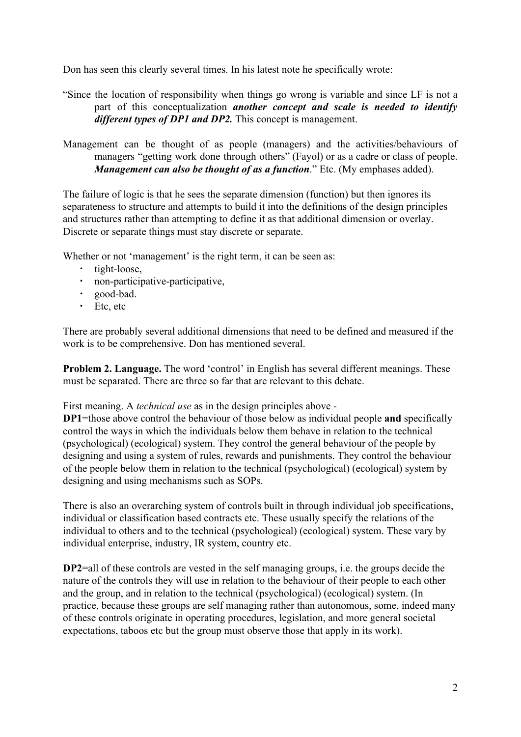Don has seen this clearly several times. In his latest note he specifically wrote:

"Since the location of responsibility when things go wrong is variable and since LF is not a part of this conceptualization ***another concept and scale is needed to identify different types of DP1 and DP2.*** This concept is management.

Management can be thought of as people (managers) and the activities/behaviours of managers "getting work done through others" (Fayol) or as a cadre or class of people. ***Management can also be thought of as a function***." Etc. (My emphases added).

The failure of logic is that he sees the separate dimension (function) but then ignores its separateness to structure and attempts to build it into the definitions of the design principles and structures rather than attempting to define it as that additional dimension or overlay. Discrete or separate things must stay discrete or separate.

Whether or not 'management' is the right term, it can be seen as:

- tight-loose,
- non-participative-participative,
- good-bad.
- Etc, etc

There are probably several additional dimensions that need to be defined and measured if the work is to be comprehensive. Don has mentioned several.

**Problem 2. Language.** The word 'control' in English has several different meanings. These must be separated. There are three so far that are relevant to this debate.

First meaning. A *technical use* as in the design principles above -
**DP1**=those above control the behaviour of those below as individual people **and** specifically control the ways in which the individuals below them behave in relation to the technical (psychological) (ecological) system. They control the general behaviour of the people by designing and using a system of rules, rewards and punishments. They control the behaviour of the people below them in relation to the technical (psychological) (ecological) system by designing and using mechanisms such as SOPs.

There is also an overarching system of controls built in through individual job specifications, individual or classification based contracts etc. These usually specify the relations of the individual to others and to the technical (psychological) (ecological) system. These vary by individual enterprise, industry, IR system, country etc.

**DP2**=all of these controls are vested in the self managing groups, i.e. the groups decide the nature of the controls they will use in relation to the behaviour of their people to each other and the group, and in relation to the technical (psychological) (ecological) system. (In practice, because these groups are self managing rather than autonomous, some, indeed many of these controls originate in operating procedures, legislation, and more general societal expectations, taboos etc but the group must observe those that apply in its work).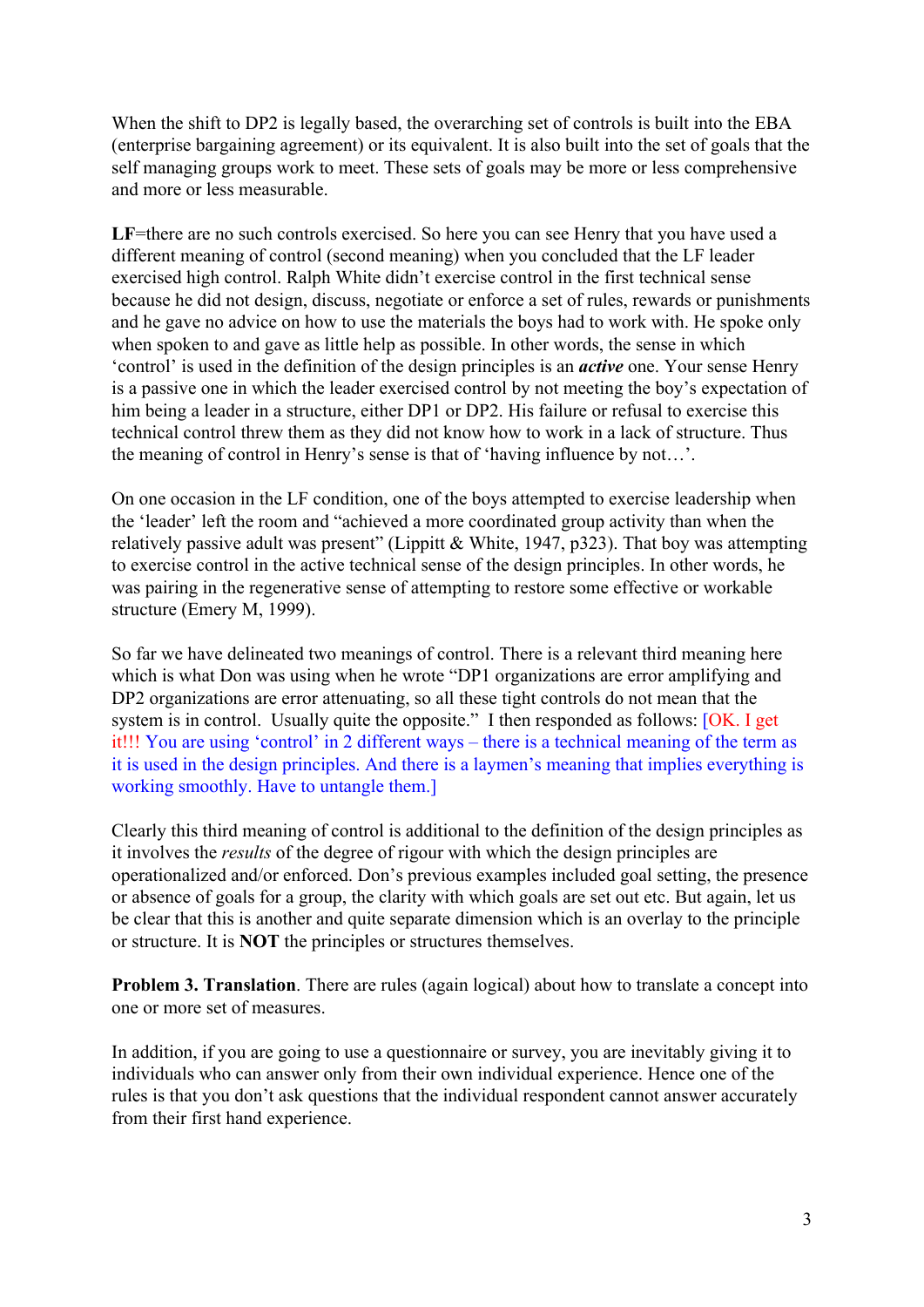When the shift to DP2 is legally based, the overarching set of controls is built into the EBA (enterprise bargaining agreement) or its equivalent. It is also built into the set of goals that the self managing groups work to meet. These sets of goals may be more or less comprehensive and more or less measurable.

**LF**=there are no such controls exercised. So here you can see Henry that you have used a different meaning of control (second meaning) when you concluded that the LF leader exercised high control. Ralph White didn't exercise control in the first technical sense because he did not design, discuss, negotiate or enforce a set of rules, rewards or punishments and he gave no advice on how to use the materials the boys had to work with. He spoke only when spoken to and gave as little help as possible. In other words, the sense in which 'control' is used in the definition of the design principles is an ***active*** one. Your sense Henry is a passive one in which the leader exercised control by not meeting the boy's expectation of him being a leader in a structure, either DP1 or DP2. His failure or refusal to exercise this technical control threw them as they did not know how to work in a lack of structure. Thus the meaning of control in Henry's sense is that of 'having influence by not…'.

On one occasion in the LF condition, one of the boys attempted to exercise leadership when the 'leader' left the room and "achieved a more coordinated group activity than when the relatively passive adult was present" (Lippitt & White, 1947, p323). That boy was attempting to exercise control in the active technical sense of the design principles. In other words, he was pairing in the regenerative sense of attempting to restore some effective or workable structure (Emery M, 1999).

So far we have delineated two meanings of control. There is a relevant third meaning here which is what Don was using when he wrote "DP1 organizations are error amplifying and DP2 organizations are error attenuating, so all these tight controls do not mean that the system is in control. Usually quite the opposite." I then responded as follows: [OK. I get it!!! You are using 'control' in 2 different ways – there is a technical meaning of the term as it is used in the design principles. And there is a laymen's meaning that implies everything is working smoothly. Have to untangle them.]

Clearly this third meaning of control is additional to the definition of the design principles as it involves the *results* of the degree of rigour with which the design principles are operationalized and/or enforced. Don's previous examples included goal setting, the presence or absence of goals for a group, the clarity with which goals are set out etc. But again, let us be clear that this is another and quite separate dimension which is an overlay to the principle or structure. It is **NOT** the principles or structures themselves.

**Problem 3. Translation**. There are rules (again logical) about how to translate a concept into one or more set of measures.

In addition, if you are going to use a questionnaire or survey, you are inevitably giving it to individuals who can answer only from their own individual experience. Hence one of the rules is that you don't ask questions that the individual respondent cannot answer accurately from their first hand experience.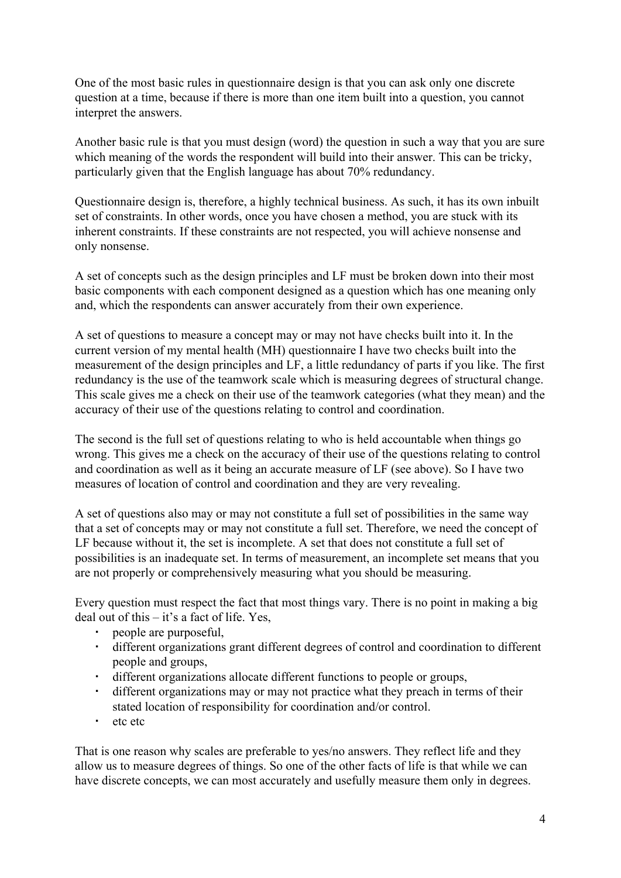One of the most basic rules in questionnaire design is that you can ask only one discrete question at a time, because if there is more than one item built into a question, you cannot interpret the answers.

Another basic rule is that you must design (word) the question in such a way that you are sure which meaning of the words the respondent will build into their answer. This can be tricky, particularly given that the English language has about 70% redundancy.

Questionnaire design is, therefore, a highly technical business. As such, it has its own inbuilt set of constraints. In other words, once you have chosen a method, you are stuck with its inherent constraints. If these constraints are not respected, you will achieve nonsense and only nonsense.

A set of concepts such as the design principles and LF must be broken down into their most basic components with each component designed as a question which has one meaning only and, which the respondents can answer accurately from their own experience.

A set of questions to measure a concept may or may not have checks built into it. In the current version of my mental health (MH) questionnaire I have two checks built into the measurement of the design principles and LF, a little redundancy of parts if you like. The first redundancy is the use of the teamwork scale which is measuring degrees of structural change. This scale gives me a check on their use of the teamwork categories (what they mean) and the accuracy of their use of the questions relating to control and coordination.

The second is the full set of questions relating to who is held accountable when things go wrong. This gives me a check on the accuracy of their use of the questions relating to control and coordination as well as it being an accurate measure of LF (see above). So I have two measures of location of control and coordination and they are very revealing.

A set of questions also may or may not constitute a full set of possibilities in the same way that a set of concepts may or may not constitute a full set. Therefore, we need the concept of LF because without it, the set is incomplete. A set that does not constitute a full set of possibilities is an inadequate set. In terms of measurement, an incomplete set means that you are not properly or comprehensively measuring what you should be measuring.

Every question must respect the fact that most things vary. There is no point in making a big deal out of this – it's a fact of life. Yes,

- people are purposeful,
- different organizations grant different degrees of control and coordination to different people and groups,
- different organizations allocate different functions to people or groups,
- different organizations may or may not practice what they preach in terms of their stated location of responsibility for coordination and/or control.
- etc etc

That is one reason why scales are preferable to yes/no answers. They reflect life and they allow us to measure degrees of things. So one of the other facts of life is that while we can have discrete concepts, we can most accurately and usefully measure them only in degrees.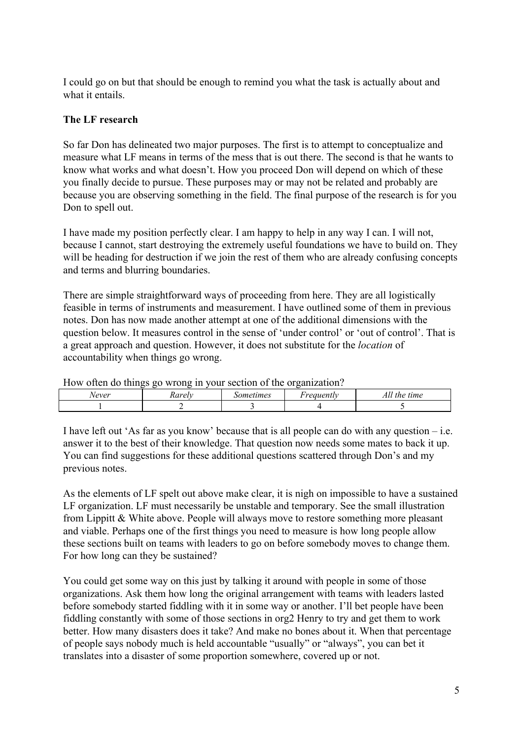I could go on but that should be enough to remind you what the task is actually about and what it entails.

**The LF research**

So far Don has delineated two major purposes. The first is to attempt to conceptualize and measure what LF means in terms of the mess that is out there. The second is that he wants to know what works and what doesn't. How you proceed Don will depend on which of these you finally decide to pursue. These purposes may or may not be related and probably are because you are observing something in the field. The final purpose of the research is for you Don to spell out.

I have made my position perfectly clear. I am happy to help in any way I can. I will not, because I cannot, start destroying the extremely useful foundations we have to build on. They will be heading for destruction if we join the rest of them who are already confusing concepts and terms and blurring boundaries.

There are simple straightforward ways of proceeding from here. They are all logistically feasible in terms of instruments and measurement. I have outlined some of them in previous notes. Don has now made another attempt at one of the additional dimensions with the question below. It measures control in the sense of 'under control' or 'out of control'. That is a great approach and question. However, it does not substitute for the *location* of accountability when things go wrong.

How often do things go wrong in your section of the organization?

| *Never* | *Rarely* | *Sometimes* | *Frequently* | *All the time* |
|---|---|---|---|---|
| 1 | 2 | 3 | 4 | 5 |

I have left out 'As far as you know' because that is all people can do with any question – i.e. answer it to the best of their knowledge. That question now needs some mates to back it up. You can find suggestions for these additional questions scattered through Don's and my previous notes.

As the elements of LF spelt out above make clear, it is nigh on impossible to have a sustained LF organization. LF must necessarily be unstable and temporary. See the small illustration from Lippitt & White above. People will always move to restore something more pleasant and viable. Perhaps one of the first things you need to measure is how long people allow these sections built on teams with leaders to go on before somebody moves to change them. For how long can they be sustained?

You could get some way on this just by talking it around with people in some of those organizations. Ask them how long the original arrangement with teams with leaders lasted before somebody started fiddling with it in some way or another. I'll bet people have been fiddling constantly with some of those sections in org2 Henry to try and get them to work better. How many disasters does it take? And make no bones about it. When that percentage of people says nobody much is held accountable "usually" or "always", you can bet it translates into a disaster of some proportion somewhere, covered up or not.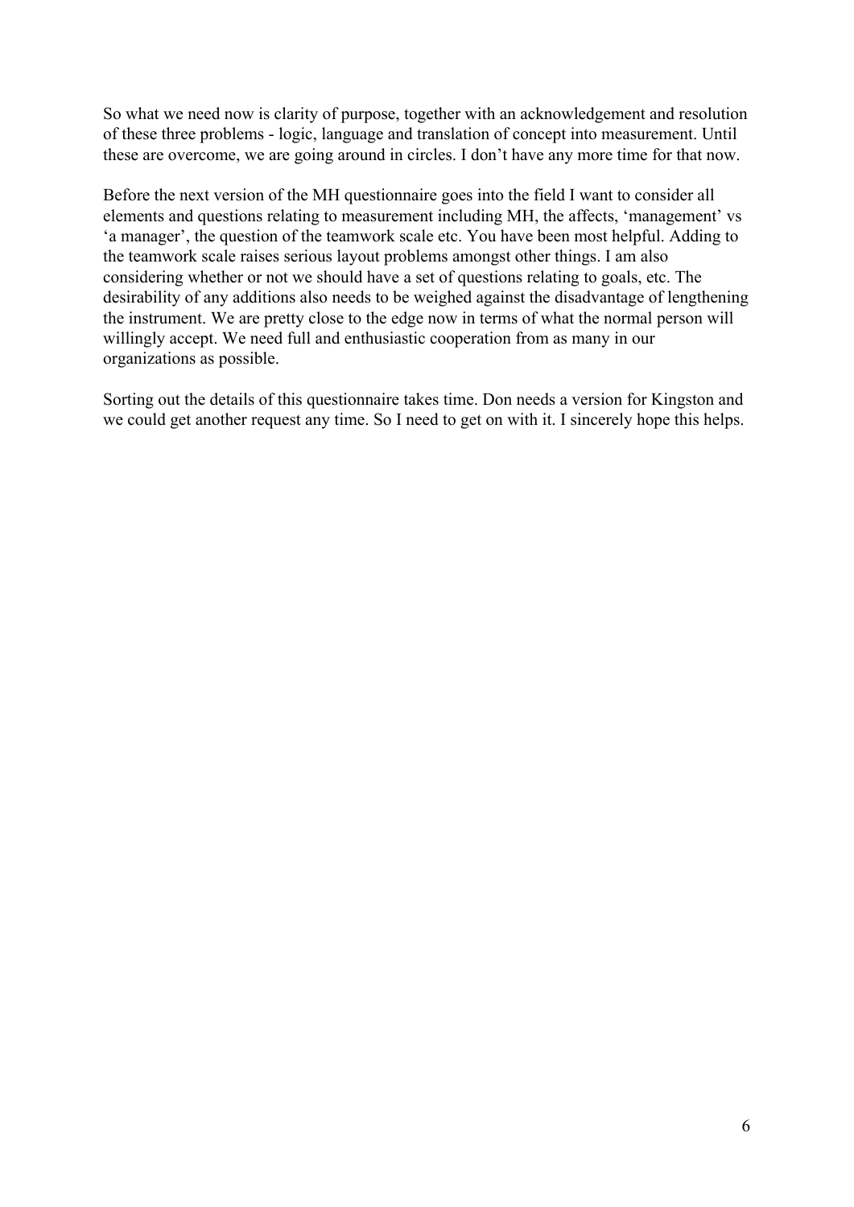So what we need now is clarity of purpose, together with an acknowledgement and resolution of these three problems - logic, language and translation of concept into measurement. Until these are overcome, we are going around in circles. I don't have any more time for that now.

Before the next version of the MH questionnaire goes into the field I want to consider all elements and questions relating to measurement including MH, the affects, 'management' vs 'a manager', the question of the teamwork scale etc. You have been most helpful. Adding to the teamwork scale raises serious layout problems amongst other things. I am also considering whether or not we should have a set of questions relating to goals, etc. The desirability of any additions also needs to be weighed against the disadvantage of lengthening the instrument. We are pretty close to the edge now in terms of what the normal person will willingly accept. We need full and enthusiastic cooperation from as many in our organizations as possible.

Sorting out the details of this questionnaire takes time. Don needs a version for Kingston and we could get another request any time. So I need to get on with it. I sincerely hope this helps.